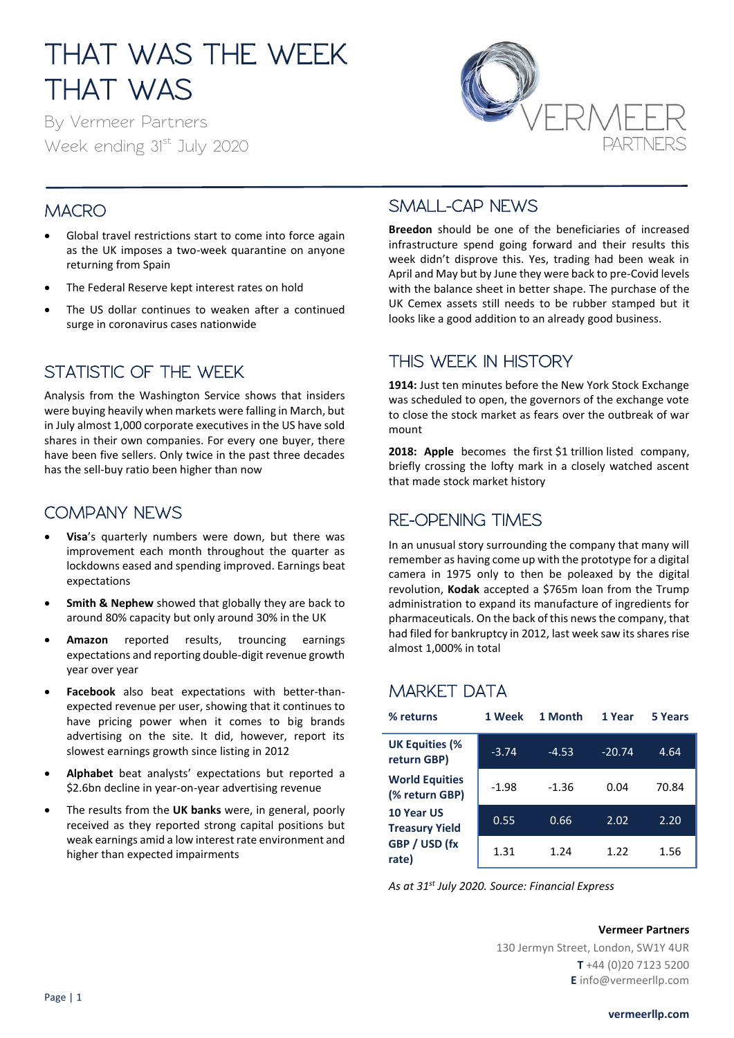# THAT WAS THE WEEK THAT WAS

By Vermeer Partners

Week ending 31st July 2020

## MACRO

- Global travel restrictions start to come into force again as the UK imposes a two-week quarantine on anyone returning from Spain
- The Federal Reserve kept interest rates on hold
- The US dollar continues to weaken after a continued surge in coronavirus cases nationwide

## STATISTIC OF THE WEEK

Analysis from the Washington Service shows that insiders were buying heavily when markets were falling in March, but in July almost 1,000 corporate executives in the US have sold shares in their own companies. For every one buyer, there have been five sellers. Only twice in the past three decades has the sell-buy ratio been higher than now

## COMPANY NEWS

- **Visa**'s quarterly numbers were down, but there was improvement each month throughout the quarter as lockdowns eased and spending improved. Earnings beat expectations
- **Smith & Nephew** showed that globally they are back to around 80% capacity but only around 30% in the UK
- **Amazon** reported results, trouncing earnings expectations and reporting double-digit revenue growth year over year
- **Facebook** also beat expectations with better-than-expected revenue per user, showing that it continues to have pricing power when it comes to big brands advertising on the site. It did, however, report its slowest earnings growth since listing in 2012
- **Alphabet** beat analysts' expectations but reported a $2.6bn decline in year-on-year advertising revenue
- The results from the **UK banks** were, in general, poorly received as they reported strong capital positions but weak earnings amid a low interest rate environment and higher than expected impairments

## SMALL-CAP NEWS

**Breedon** should be one of the beneficiaries of increased infrastructure spend going forward and their results this week didn't disprove this. Yes, trading had been weak in April and May but by June they were back to pre-Covid levels with the balance sheet in better shape. The purchase of the UK Cemex assets still needs to be rubber stamped but it looks like a good addition to an already good business.

## THIS WEEK IN HISTORY

**1914:** Just ten minutes before the New York Stock Exchange was scheduled to open, the governors of the exchange vote to close the stock market as fears over the outbreak of war mount

**2018: Apple** becomes the first $1 trillion listed company, briefly crossing the lofty mark in a closely watched ascent that made stock market history

## RE-OPENING TIMES

In an unusual story surrounding the company that many will remember as having come up with the prototype for a digital camera in 1975 only to then be poleaxed by the digital revolution, **Kodak** accepted a $765m loan from the Trump administration to expand its manufacture of ingredients for pharmaceuticals. On the back of this news the company, that had filed for bankruptcy in 2012, last week saw its shares rise almost 1,000% in total

## MARKET DATA

| % returns | 1 Week | 1 Month | 1 Year | 5 Years |
|---|---|---|---|---|
| UK Equities (% return GBP) | -3.74 | -4.53 | -20.74 | 4.64 |
| World Equities (% return GBP) | -1.98 | -1.36 | 0.04 | 70.84 |
| 10 Year US Treasury Yield | 0.55 | 0.66 | 2.02 | 2.20 |
| GBP / USD (fx rate) | 1.31 | 1.24 | 1.22 | 1.56 |

*As at 31st July 2020. Source: Financial Express*

**Vermeer Partners**
130 Jermyn Street, London, SW1Y 4UR
**T** +44 (0)20 7123 5200
**E** info@vermeerllp.com

**vermeerllp.com**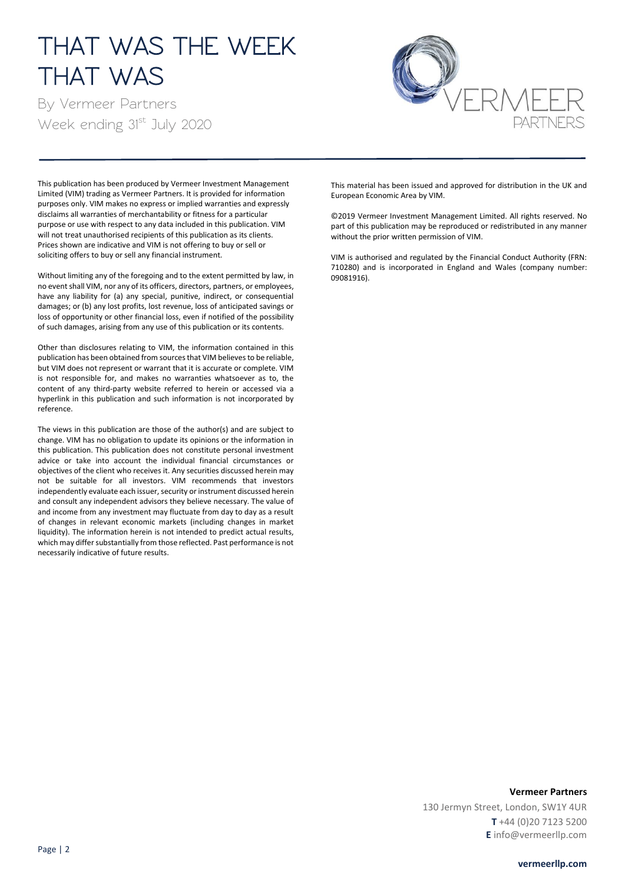# THAT WAS THE WEEK THAT WAS

By Vermeer Partners

Week ending 31st July 2020

This publication has been produced by Vermeer Investment Management Limited (VIM) trading as Vermeer Partners. It is provided for information purposes only. VIM makes no express or implied warranties and expressly disclaims all warranties of merchantability or fitness for a particular purpose or use with respect to any data included in this publication. VIM will not treat unauthorised recipients of this publication as its clients. Prices shown are indicative and VIM is not offering to buy or sell or soliciting offers to buy or sell any financial instrument.

Without limiting any of the foregoing and to the extent permitted by law, in no event shall VIM, nor any of its officers, directors, partners, or employees, have any liability for (a) any special, punitive, indirect, or consequential damages; or (b) any lost profits, lost revenue, loss of anticipated savings or loss of opportunity or other financial loss, even if notified of the possibility of such damages, arising from any use of this publication or its contents.

Other than disclosures relating to VIM, the information contained in this publication has been obtained from sources that VIM believes to be reliable, but VIM does not represent or warrant that it is accurate or complete. VIM is not responsible for, and makes no warranties whatsoever as to, the content of any third-party website referred to herein or accessed via a hyperlink in this publication and such information is not incorporated by reference.

The views in this publication are those of the author(s) and are subject to change. VIM has no obligation to update its opinions or the information in this publication. This publication does not constitute personal investment advice or take into account the individual financial circumstances or objectives of the client who receives it. Any securities discussed herein may not be suitable for all investors. VIM recommends that investors independently evaluate each issuer, security or instrument discussed herein and consult any independent advisors they believe necessary. The value of and income from any investment may fluctuate from day to day as a result of changes in relevant economic markets (including changes in market liquidity). The information herein is not intended to predict actual results, which may differ substantially from those reflected. Past performance is not necessarily indicative of future results.

This material has been issued and approved for distribution in the UK and European Economic Area by VIM.

©2019 Vermeer Investment Management Limited. All rights reserved. No part of this publication may be reproduced or redistributed in any manner without the prior written permission of VIM.

VIM is authorised and regulated by the Financial Conduct Authority (FRN: 710280) and is incorporated in England and Wales (company number: 09081916).

**Vermeer Partners**

130 Jermyn Street, London, SW1Y 4UR

**T** +44 (0)20 7123 5200

**E** info@vermeerllp.com

**vermeerllp.com**